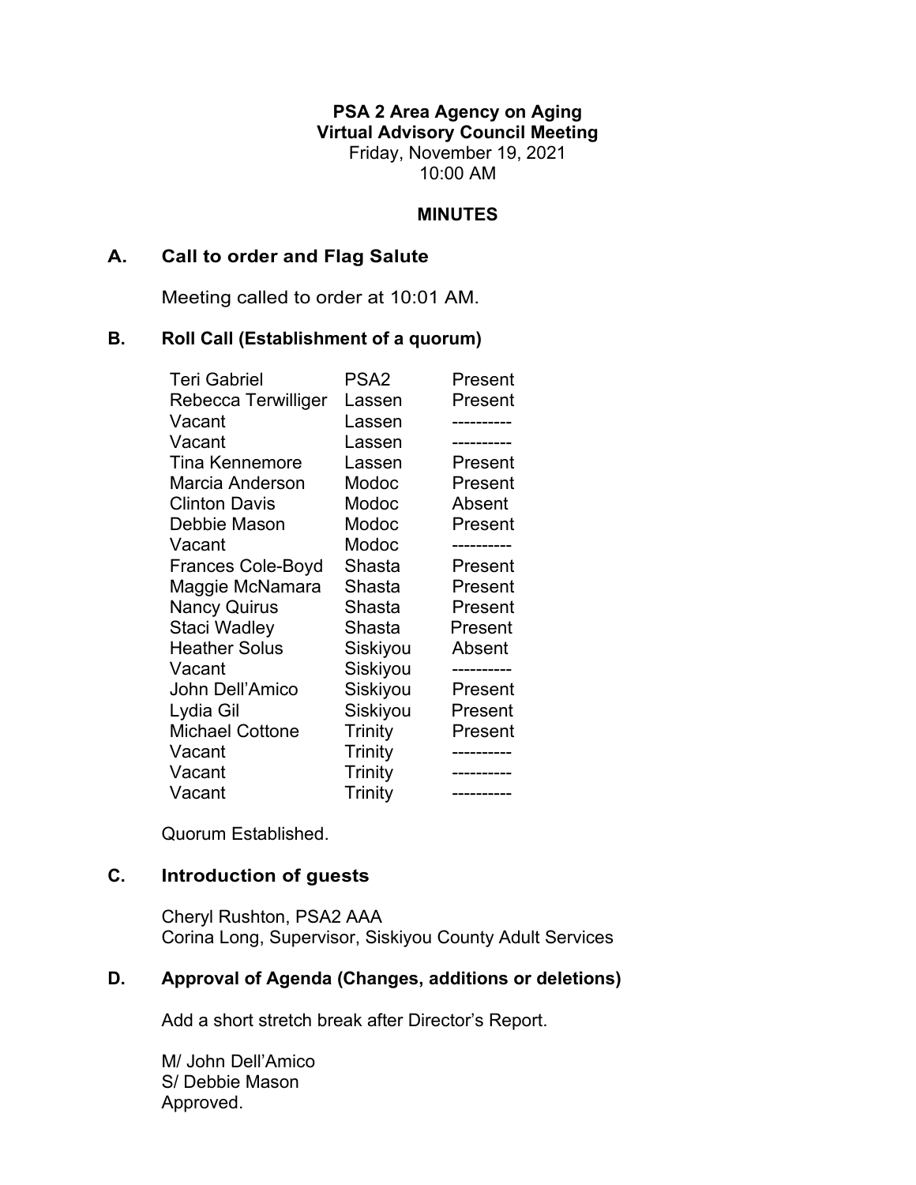**PSA 2 Area Agency on Aging**
**Virtual Advisory Council Meeting**
Friday, November 19, 2021
10:00 AM

**MINUTES**

## A. Call to order and Flag Salute

Meeting called to order at 10:01 AM.

## B. Roll Call (Establishment of a quorum)

| | | |
|---|---|---|
| Teri Gabriel | PSA2 | Present |
| Rebecca Terwilliger | Lassen | Present |
| Vacant | Lassen | ---------- |
| Vacant | Lassen | ---------- |
| Tina Kennemore | Lassen | Present |
| Marcia Anderson | Modoc | Present |
| Clinton Davis | Modoc | Absent |
| Debbie Mason | Modoc | Present |
| Vacant | Modoc | ---------- |
| Frances Cole-Boyd | Shasta | Present |
| Maggie McNamara | Shasta | Present |
| Nancy Quirus | Shasta | Present |
| Staci Wadley | Shasta | Present |
| Heather Solus | Siskiyou | Absent |
| Vacant | Siskiyou | ---------- |
| John Dell'Amico | Siskiyou | Present |
| Lydia Gil | Siskiyou | Present |
| Michael Cottone | Trinity | Present |
| Vacant | Trinity | ---------- |
| Vacant | Trinity | ---------- |
| Vacant | Trinity | ---------- |

Quorum Established.

## C. Introduction of guests

Cheryl Rushton, PSA2 AAA
Corina Long, Supervisor, Siskiyou County Adult Services

## D. Approval of Agenda (Changes, additions or deletions)

Add a short stretch break after Director's Report.

M/ John Dell'Amico
S/ Debbie Mason
Approved.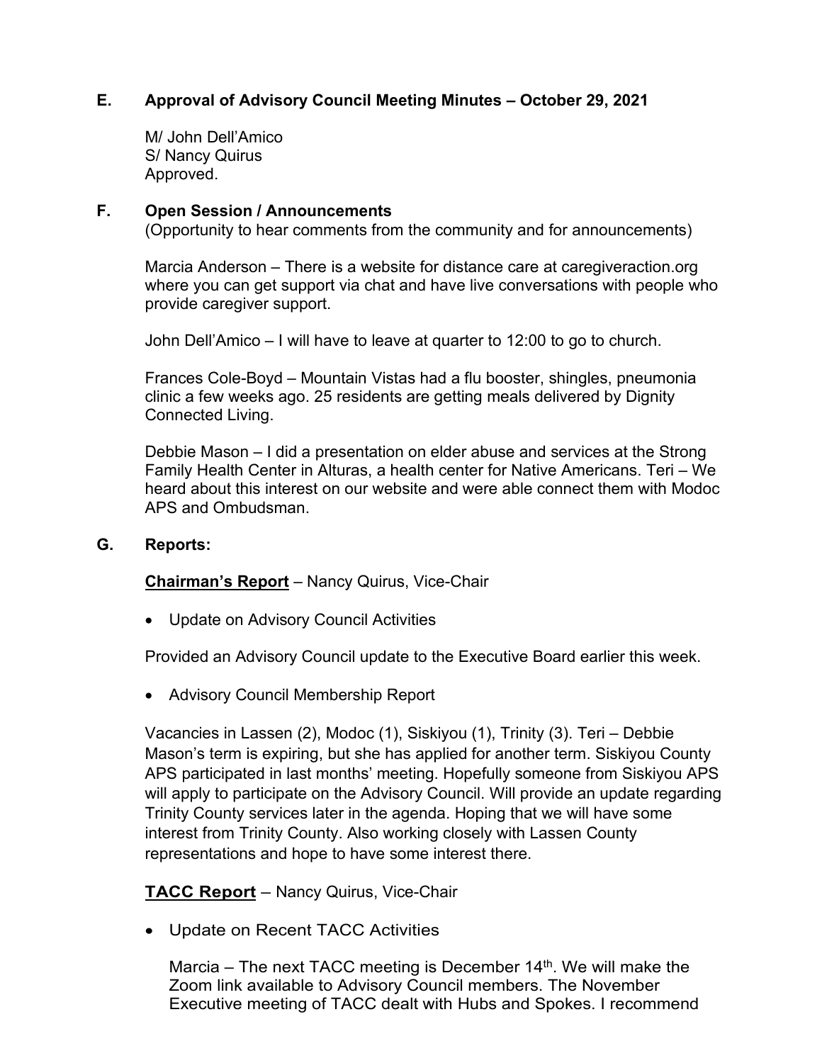## E. Approval of Advisory Council Meeting Minutes – October 29, 2021

M/ John Dell'Amico
S/ Nancy Quirus
Approved.

## F. Open Session / Announcements

(Opportunity to hear comments from the community and for announcements)

Marcia Anderson – There is a website for distance care at caregiveraction.org where you can get support via chat and have live conversations with people who provide caregiver support.

John Dell'Amico – I will have to leave at quarter to 12:00 to go to church.

Frances Cole-Boyd – Mountain Vistas had a flu booster, shingles, pneumonia clinic a few weeks ago. 25 residents are getting meals delivered by Dignity Connected Living.

Debbie Mason – I did a presentation on elder abuse and services at the Strong Family Health Center in Alturas, a health center for Native Americans. Teri – We heard about this interest on our website and were able connect them with Modoc APS and Ombudsman.

## G. Reports:

**Chairman's Report** – Nancy Quirus, Vice-Chair

- Update on Advisory Council Activities

Provided an Advisory Council update to the Executive Board earlier this week.

- Advisory Council Membership Report

Vacancies in Lassen (2), Modoc (1), Siskiyou (1), Trinity (3). Teri – Debbie Mason's term is expiring, but she has applied for another term. Siskiyou County APS participated in last months' meeting. Hopefully someone from Siskiyou APS will apply to participate on the Advisory Council. Will provide an update regarding Trinity County services later in the agenda. Hoping that we will have some interest from Trinity County. Also working closely with Lassen County representations and hope to have some interest there.

**TACC Report** – Nancy Quirus, Vice-Chair

- Update on Recent TACC Activities

  Marcia – The next TACC meeting is December 14th. We will make the Zoom link available to Advisory Council members. The November Executive meeting of TACC dealt with Hubs and Spokes. I recommend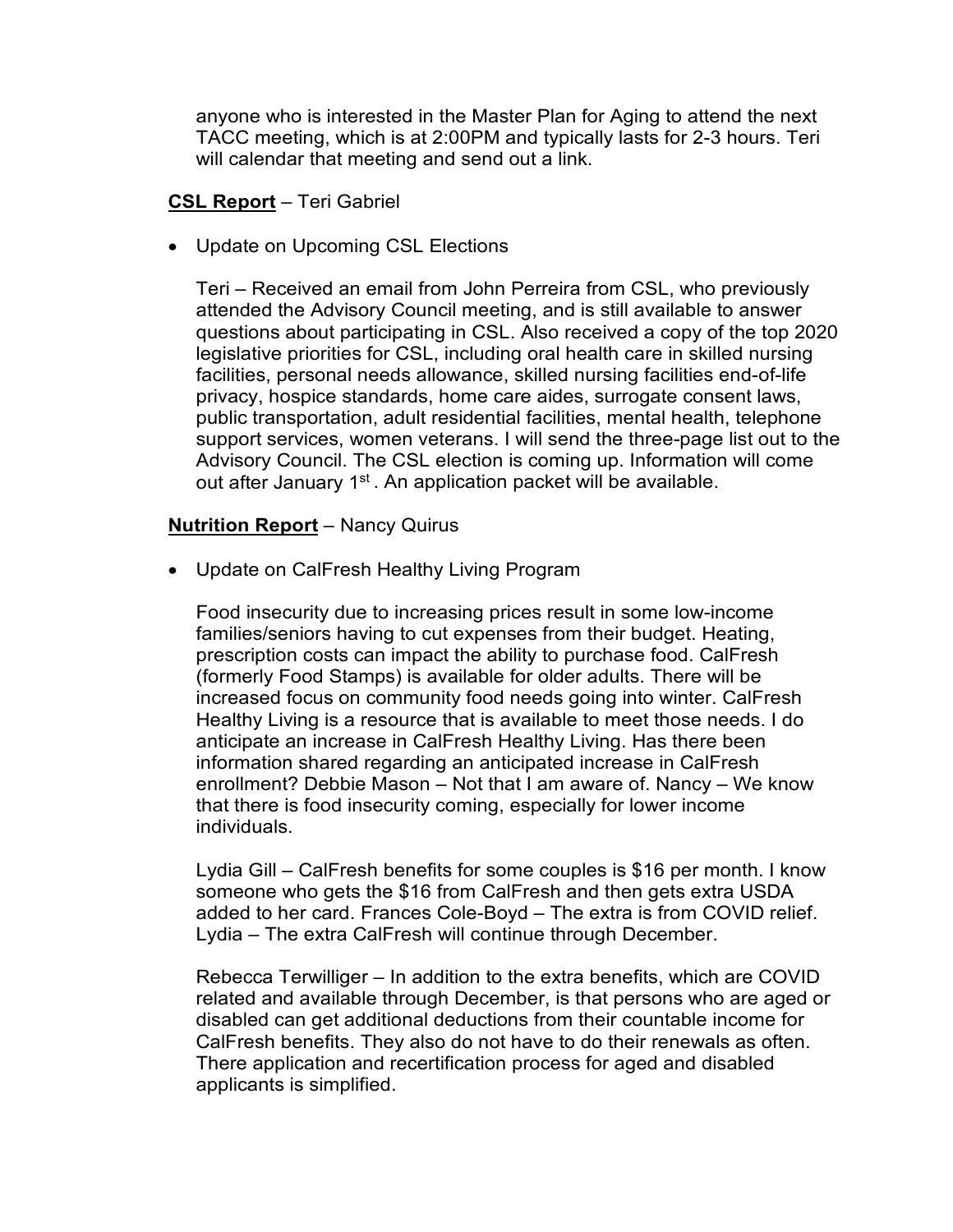anyone who is interested in the Master Plan for Aging to attend the next TACC meeting, which is at 2:00PM and typically lasts for 2-3 hours. Teri will calendar that meeting and send out a link.

**<u>CSL Report</u>** – Teri Gabriel

- Update on Upcoming CSL Elections

  Teri – Received an email from John Perreira from CSL, who previously attended the Advisory Council meeting, and is still available to answer questions about participating in CSL. Also received a copy of the top 2020 legislative priorities for CSL, including oral health care in skilled nursing facilities, personal needs allowance, skilled nursing facilities end-of-life privacy, hospice standards, home care aides, surrogate consent laws, public transportation, adult residential facilities, mental health, telephone support services, women veterans. I will send the three-page list out to the Advisory Council. The CSL election is coming up. Information will come out after January 1st . An application packet will be available.

**<u>Nutrition Report</u>** – Nancy Quirus

- Update on CalFresh Healthy Living Program

  Food insecurity due to increasing prices result in some low-income families/seniors having to cut expenses from their budget. Heating, prescription costs can impact the ability to purchase food. CalFresh (formerly Food Stamps) is available for older adults. There will be increased focus on community food needs going into winter. CalFresh Healthy Living is a resource that is available to meet those needs. I do anticipate an increase in CalFresh Healthy Living. Has there been information shared regarding an anticipated increase in CalFresh enrollment? Debbie Mason – Not that I am aware of. Nancy – We know that there is food insecurity coming, especially for lower income individuals.

  Lydia Gill – CalFresh benefits for some couples is $16 per month. I know someone who gets the $16 from CalFresh and then gets extra USDA added to her card. Frances Cole-Boyd – The extra is from COVID relief. Lydia – The extra CalFresh will continue through December.

  Rebecca Terwilliger – In addition to the extra benefits, which are COVID related and available through December, is that persons who are aged or disabled can get additional deductions from their countable income for CalFresh benefits. They also do not have to do their renewals as often. There application and recertification process for aged and disabled applicants is simplified.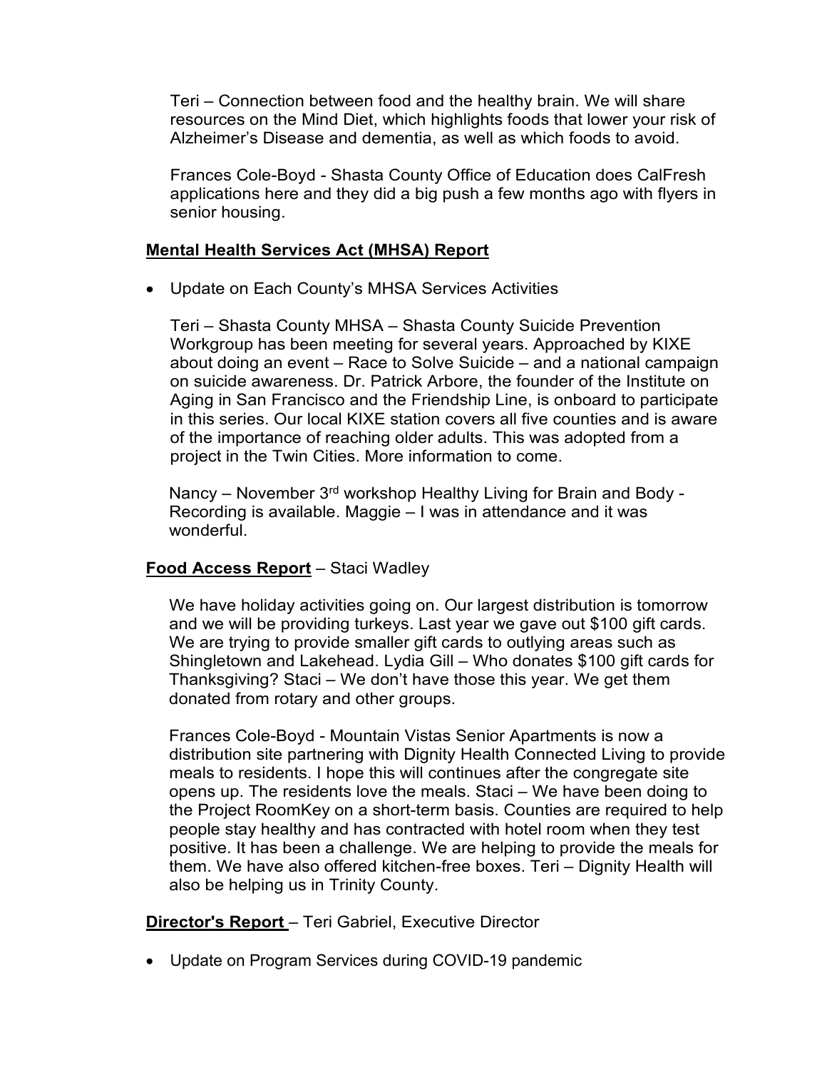Teri – Connection between food and the healthy brain. We will share resources on the Mind Diet, which highlights foods that lower your risk of Alzheimer's Disease and dementia, as well as which foods to avoid.

Frances Cole-Boyd - Shasta County Office of Education does CalFresh applications here and they did a big push a few months ago with flyers in senior housing.

**Mental Health Services Act (MHSA) Report**

- Update on Each County's MHSA Services Activities

  Teri – Shasta County MHSA – Shasta County Suicide Prevention Workgroup has been meeting for several years. Approached by KIXE about doing an event – Race to Solve Suicide – and a national campaign on suicide awareness. Dr. Patrick Arbore, the founder of the Institute on Aging in San Francisco and the Friendship Line, is onboard to participate in this series. Our local KIXE station covers all five counties and is aware of the importance of reaching older adults. This was adopted from a project in the Twin Cities. More information to come.

  Nancy – November 3rd workshop Healthy Living for Brain and Body - Recording is available. Maggie – I was in attendance and it was wonderful.

**Food Access Report** – Staci Wadley

We have holiday activities going on. Our largest distribution is tomorrow and we will be providing turkeys. Last year we gave out $100 gift cards. We are trying to provide smaller gift cards to outlying areas such as Shingletown and Lakehead. Lydia Gill – Who donates $100 gift cards for Thanksgiving? Staci – We don't have those this year. We get them donated from rotary and other groups.

Frances Cole-Boyd - Mountain Vistas Senior Apartments is now a distribution site partnering with Dignity Health Connected Living to provide meals to residents. I hope this will continues after the congregate site opens up. The residents love the meals. Staci – We have been doing to the Project RoomKey on a short-term basis. Counties are required to help people stay healthy and has contracted with hotel room when they test positive. It has been a challenge. We are helping to provide the meals for them. We have also offered kitchen-free boxes. Teri – Dignity Health will also be helping us in Trinity County.

**Director's Report** – Teri Gabriel, Executive Director

- Update on Program Services during COVID-19 pandemic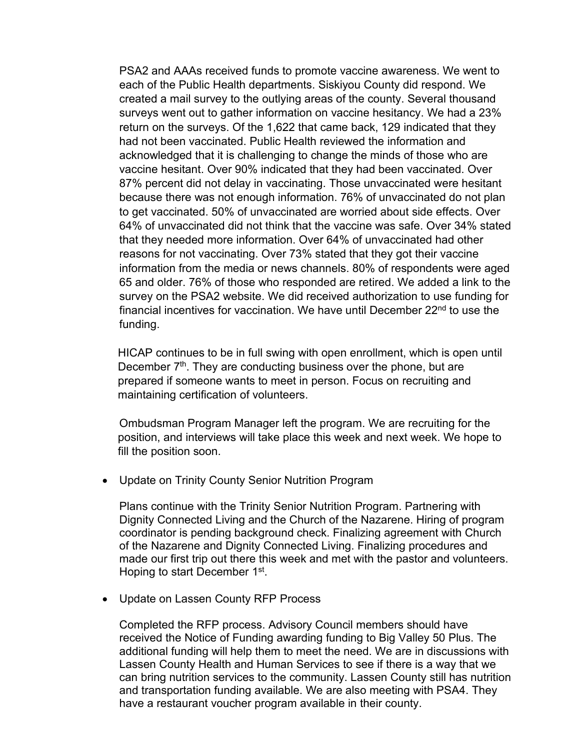PSA2 and AAAs received funds to promote vaccine awareness. We went to each of the Public Health departments. Siskiyou County did respond. We created a mail survey to the outlying areas of the county. Several thousand surveys went out to gather information on vaccine hesitancy. We had a 23% return on the surveys. Of the 1,622 that came back, 129 indicated that they had not been vaccinated. Public Health reviewed the information and acknowledged that it is challenging to change the minds of those who are vaccine hesitant. Over 90% indicated that they had been vaccinated. Over 87% percent did not delay in vaccinating. Those unvaccinated were hesitant because there was not enough information. 76% of unvaccinated do not plan to get vaccinated. 50% of unvaccinated are worried about side effects. Over 64% of unvaccinated did not think that the vaccine was safe. Over 34% stated that they needed more information. Over 64% of unvaccinated had other reasons for not vaccinating. Over 73% stated that they got their vaccine information from the media or news channels. 80% of respondents were aged 65 and older. 76% of those who responded are retired. We added a link to the survey on the PSA2 website. We did received authorization to use funding for financial incentives for vaccination. We have until December 22nd to use the funding.

HICAP continues to be in full swing with open enrollment, which is open until December 7th. They are conducting business over the phone, but are prepared if someone wants to meet in person. Focus on recruiting and maintaining certification of volunteers.

Ombudsman Program Manager left the program. We are recruiting for the position, and interviews will take place this week and next week. We hope to fill the position soon.

- Update on Trinity County Senior Nutrition Program

  Plans continue with the Trinity Senior Nutrition Program. Partnering with Dignity Connected Living and the Church of the Nazarene. Hiring of program coordinator is pending background check. Finalizing agreement with Church of the Nazarene and Dignity Connected Living. Finalizing procedures and made our first trip out there this week and met with the pastor and volunteers. Hoping to start December 1st.

- Update on Lassen County RFP Process

  Completed the RFP process. Advisory Council members should have received the Notice of Funding awarding funding to Big Valley 50 Plus. The additional funding will help them to meet the need. We are in discussions with Lassen County Health and Human Services to see if there is a way that we can bring nutrition services to the community. Lassen County still has nutrition and transportation funding available. We are also meeting with PSA4. They have a restaurant voucher program available in their county.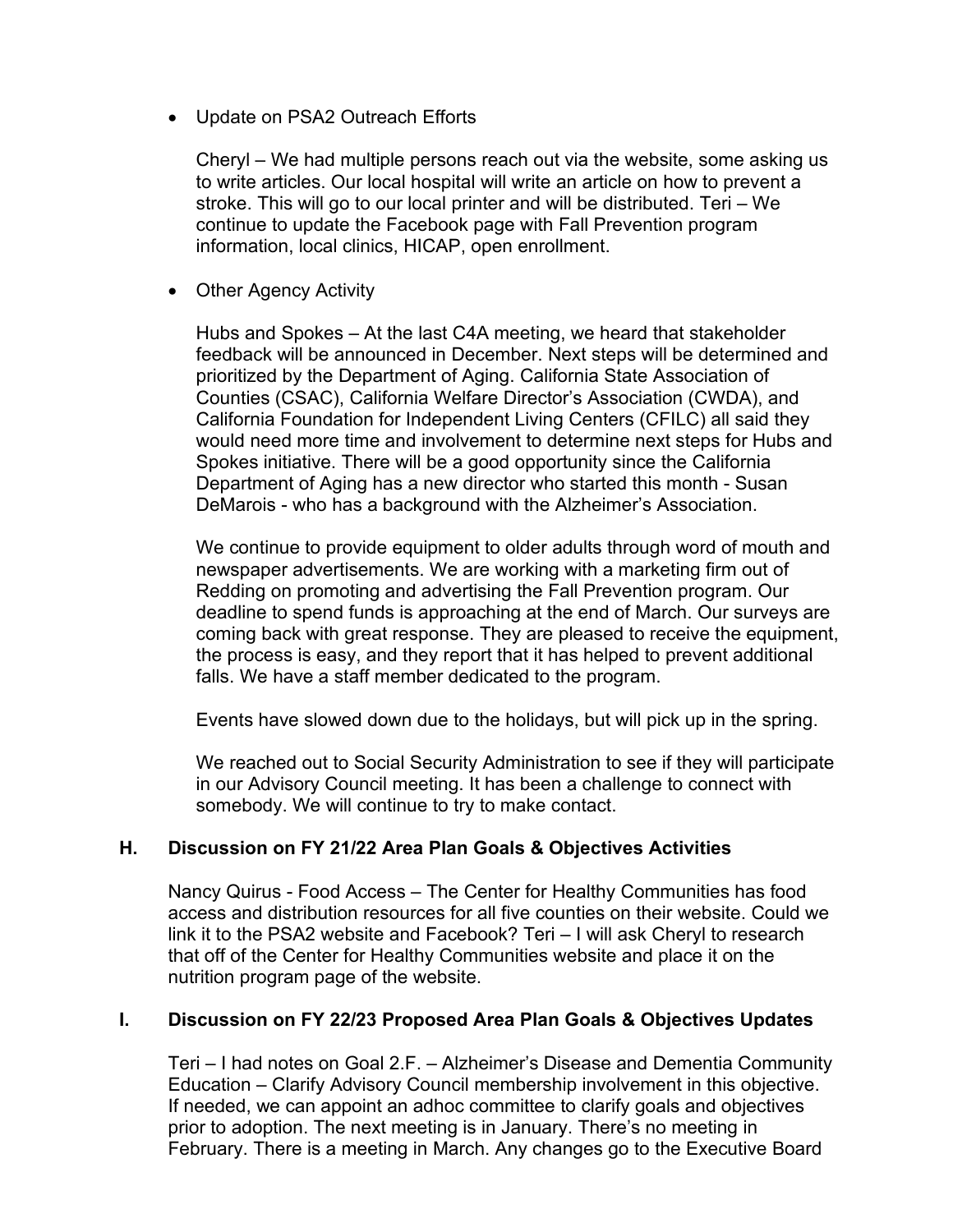- Update on PSA2 Outreach Efforts

  Cheryl – We had multiple persons reach out via the website, some asking us to write articles. Our local hospital will write an article on how to prevent a stroke. This will go to our local printer and will be distributed. Teri – We continue to update the Facebook page with Fall Prevention program information, local clinics, HICAP, open enrollment.

- Other Agency Activity

  Hubs and Spokes – At the last C4A meeting, we heard that stakeholder feedback will be announced in December. Next steps will be determined and prioritized by the Department of Aging. California State Association of Counties (CSAC), California Welfare Director's Association (CWDA), and California Foundation for Independent Living Centers (CFILC) all said they would need more time and involvement to determine next steps for Hubs and Spokes initiative. There will be a good opportunity since the California Department of Aging has a new director who started this month - Susan DeMarois - who has a background with the Alzheimer's Association.

  We continue to provide equipment to older adults through word of mouth and newspaper advertisements. We are working with a marketing firm out of Redding on promoting and advertising the Fall Prevention program. Our deadline to spend funds is approaching at the end of March. Our surveys are coming back with great response. They are pleased to receive the equipment, the process is easy, and they report that it has helped to prevent additional falls. We have a staff member dedicated to the program.

  Events have slowed down due to the holidays, but will pick up in the spring.

  We reached out to Social Security Administration to see if they will participate in our Advisory Council meeting. It has been a challenge to connect with somebody. We will continue to try to make contact.

### H. Discussion on FY 21/22 Area Plan Goals & Objectives Activities

Nancy Quirus - Food Access – The Center for Healthy Communities has food access and distribution resources for all five counties on their website. Could we link it to the PSA2 website and Facebook? Teri – I will ask Cheryl to research that off of the Center for Healthy Communities website and place it on the nutrition program page of the website.

### I. Discussion on FY 22/23 Proposed Area Plan Goals & Objectives Updates

Teri – I had notes on Goal 2.F. – Alzheimer's Disease and Dementia Community Education – Clarify Advisory Council membership involvement in this objective. If needed, we can appoint an adhoc committee to clarify goals and objectives prior to adoption. The next meeting is in January. There's no meeting in February. There is a meeting in March. Any changes go to the Executive Board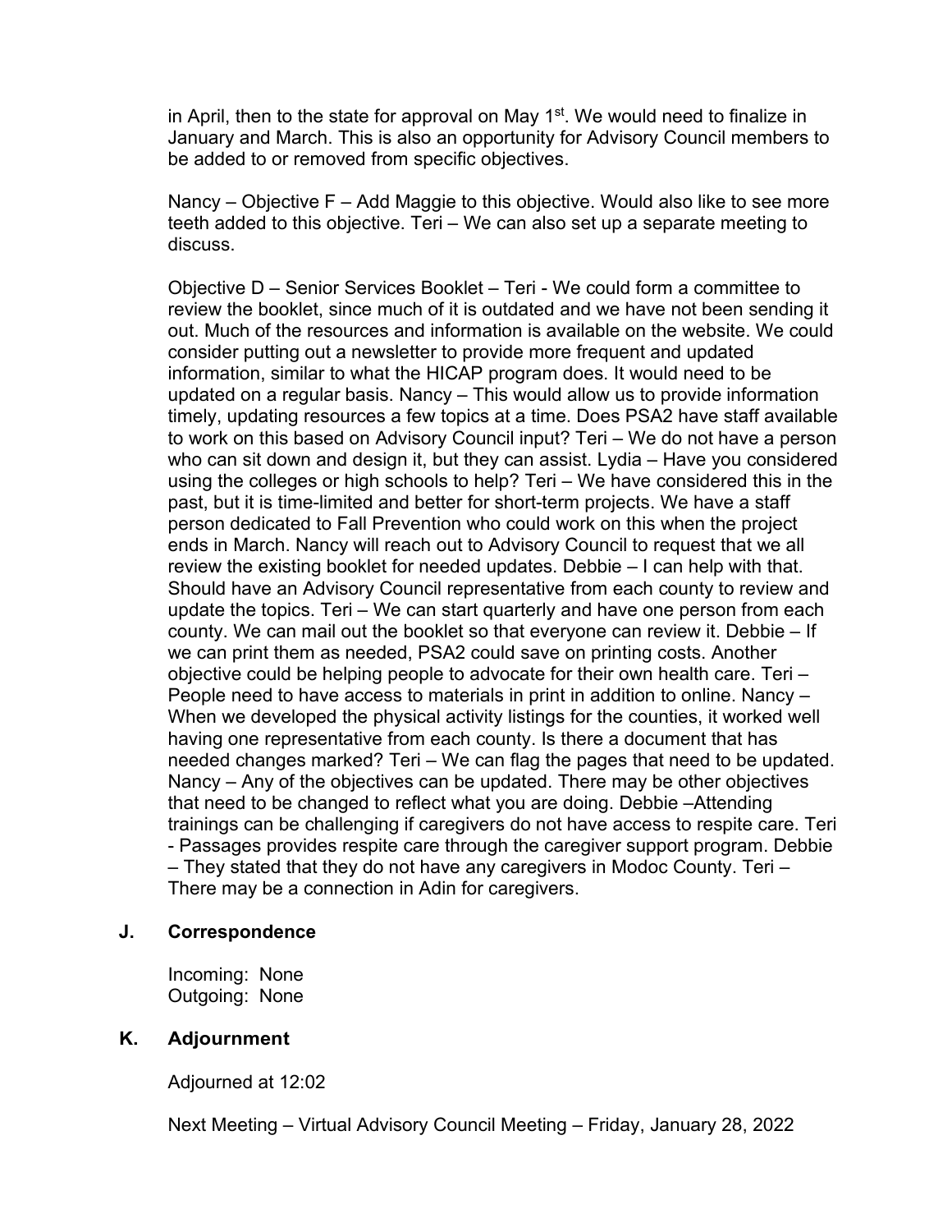in April, then to the state for approval on May 1st. We would need to finalize in January and March. This is also an opportunity for Advisory Council members to be added to or removed from specific objectives.

Nancy – Objective F – Add Maggie to this objective. Would also like to see more teeth added to this objective. Teri – We can also set up a separate meeting to discuss.

Objective D – Senior Services Booklet – Teri - We could form a committee to review the booklet, since much of it is outdated and we have not been sending it out. Much of the resources and information is available on the website. We could consider putting out a newsletter to provide more frequent and updated information, similar to what the HICAP program does. It would need to be updated on a regular basis. Nancy – This would allow us to provide information timely, updating resources a few topics at a time. Does PSA2 have staff available to work on this based on Advisory Council input? Teri – We do not have a person who can sit down and design it, but they can assist. Lydia – Have you considered using the colleges or high schools to help? Teri – We have considered this in the past, but it is time-limited and better for short-term projects. We have a staff person dedicated to Fall Prevention who could work on this when the project ends in March. Nancy will reach out to Advisory Council to request that we all review the existing booklet for needed updates. Debbie – I can help with that. Should have an Advisory Council representative from each county to review and update the topics. Teri – We can start quarterly and have one person from each county. We can mail out the booklet so that everyone can review it. Debbie – If we can print them as needed, PSA2 could save on printing costs. Another objective could be helping people to advocate for their own health care. Teri – People need to have access to materials in print in addition to online. Nancy – When we developed the physical activity listings for the counties, it worked well having one representative from each county. Is there a document that has needed changes marked? Teri – We can flag the pages that need to be updated. Nancy – Any of the objectives can be updated. There may be other objectives that need to be changed to reflect what you are doing. Debbie –Attending trainings can be challenging if caregivers do not have access to respite care. Teri - Passages provides respite care through the caregiver support program. Debbie – They stated that they do not have any caregivers in Modoc County. Teri – There may be a connection in Adin for caregivers.

## J. Correspondence

Incoming: None
Outgoing: None

## K. Adjournment

Adjourned at 12:02

Next Meeting – Virtual Advisory Council Meeting – Friday, January 28, 2022